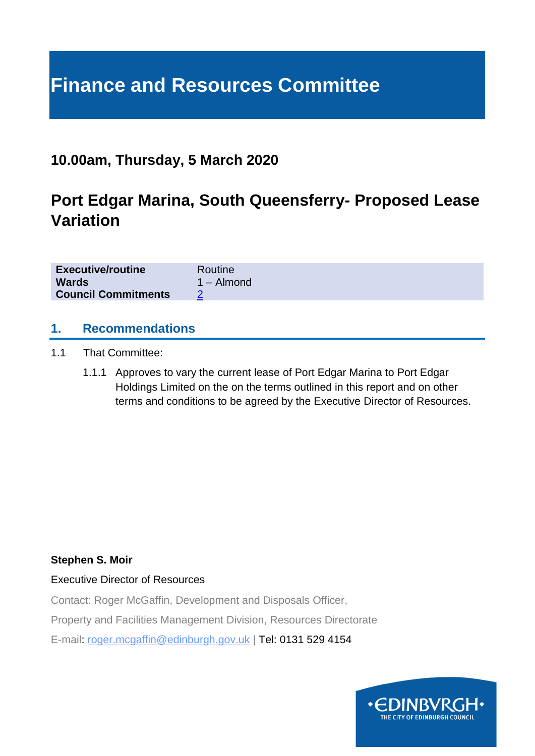# Finance and Resources Committee

## 10.00am, Thursday, 5 March 2020

## Port Edgar Marina, South Queensferry- Proposed Lease Variation

| | |
|---|---|
| **Executive/routine** | Routine |
| **Wards** | 1 – Almond |
| **Council Commitments** | 2 |

## 1. Recommendations

1.1 That Committee:

1.1.1 Approves to vary the current lease of Port Edgar Marina to Port Edgar Holdings Limited on the on the terms outlined in this report and on other terms and conditions to be agreed by the Executive Director of Resources.

**Stephen S. Moir**

Executive Director of Resources

Contact: Roger McGaffin, Development and Disposals Officer,

Property and Facilities Management Division, Resources Directorate

E-mail: roger.mcgaffin@edinburgh.gov.uk | Tel: 0131 529 4154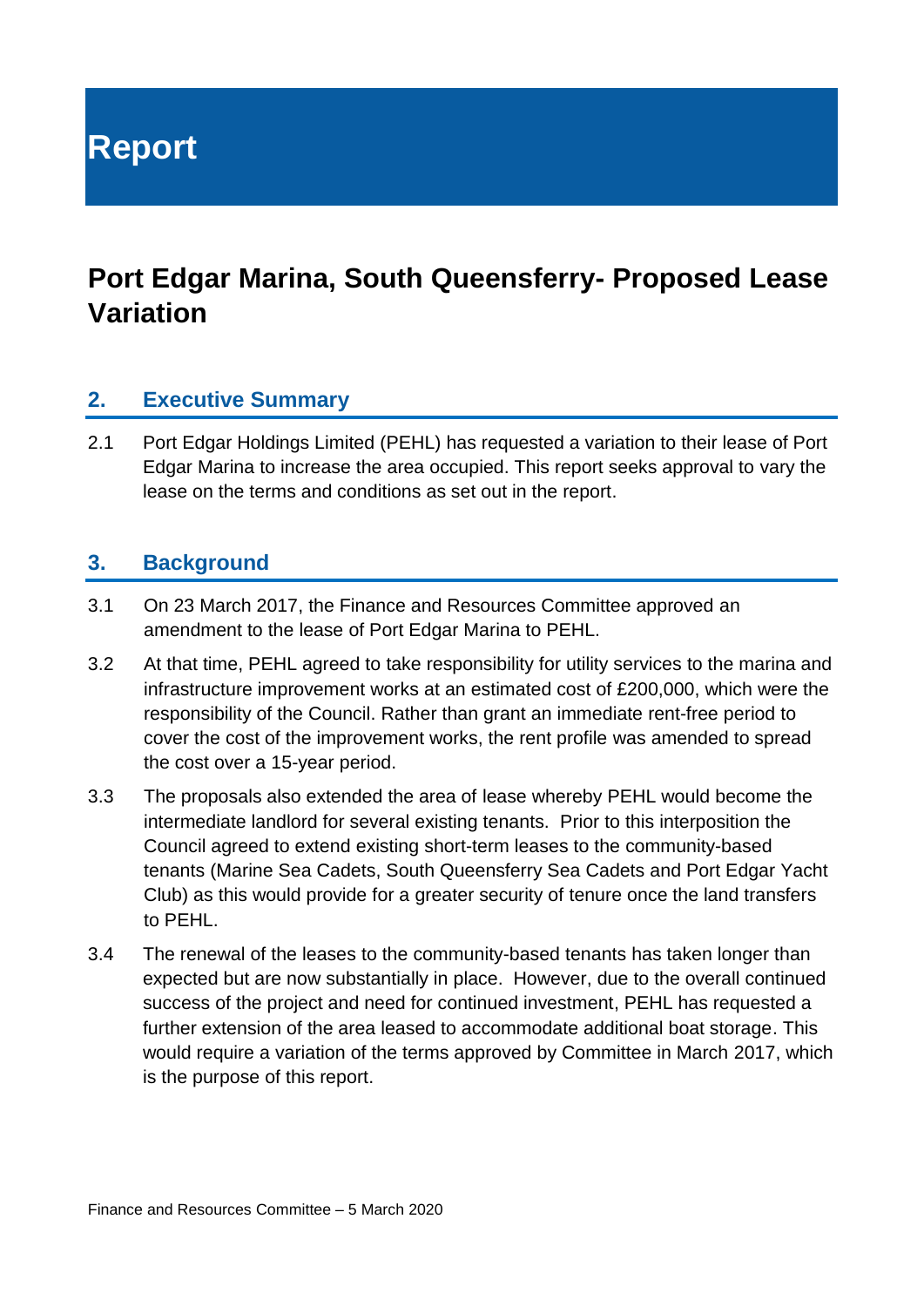# Report

## Port Edgar Marina, South Queensferry- Proposed Lease Variation

### 2. Executive Summary

2.1 Port Edgar Holdings Limited (PEHL) has requested a variation to their lease of Port Edgar Marina to increase the area occupied. This report seeks approval to vary the lease on the terms and conditions as set out in the report.

### 3. Background

3.1 On 23 March 2017, the Finance and Resources Committee approved an amendment to the lease of Port Edgar Marina to PEHL.

3.2 At that time, PEHL agreed to take responsibility for utility services to the marina and infrastructure improvement works at an estimated cost of £200,000, which were the responsibility of the Council. Rather than grant an immediate rent-free period to cover the cost of the improvement works, the rent profile was amended to spread the cost over a 15-year period.

3.3 The proposals also extended the area of lease whereby PEHL would become the intermediate landlord for several existing tenants. Prior to this interposition the Council agreed to extend existing short-term leases to the community-based tenants (Marine Sea Cadets, South Queensferry Sea Cadets and Port Edgar Yacht Club) as this would provide for a greater security of tenure once the land transfers to PEHL.

3.4 The renewal of the leases to the community-based tenants has taken longer than expected but are now substantially in place. However, due to the overall continued success of the project and need for continued investment, PEHL has requested a further extension of the area leased to accommodate additional boat storage. This would require a variation of the terms approved by Committee in March 2017, which is the purpose of this report.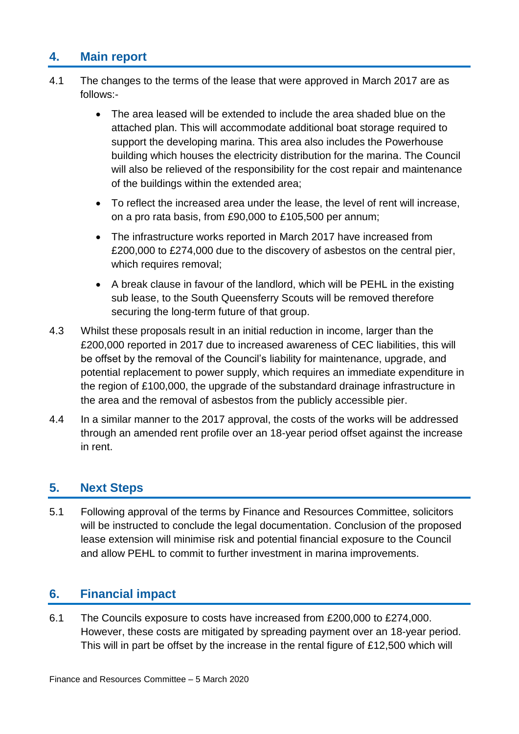## 4. Main report

4.1 The changes to the terms of the lease that were approved in March 2017 are as follows:-

- The area leased will be extended to include the area shaded blue on the attached plan. This will accommodate additional boat storage required to support the developing marina. This area also includes the Powerhouse building which houses the electricity distribution for the marina. The Council will also be relieved of the responsibility for the cost repair and maintenance of the buildings within the extended area;
- To reflect the increased area under the lease, the level of rent will increase, on a pro rata basis, from £90,000 to £105,500 per annum;
- The infrastructure works reported in March 2017 have increased from £200,000 to £274,000 due to the discovery of asbestos on the central pier, which requires removal;
- A break clause in favour of the landlord, which will be PEHL in the existing sub lease, to the South Queensferry Scouts will be removed therefore securing the long-term future of that group.

4.3 Whilst these proposals result in an initial reduction in income, larger than the £200,000 reported in 2017 due to increased awareness of CEC liabilities, this will be offset by the removal of the Council's liability for maintenance, upgrade, and potential replacement to power supply, which requires an immediate expenditure in the region of £100,000, the upgrade of the substandard drainage infrastructure in the area and the removal of asbestos from the publicly accessible pier.

4.4 In a similar manner to the 2017 approval, the costs of the works will be addressed through an amended rent profile over an 18-year period offset against the increase in rent.

## 5. Next Steps

5.1 Following approval of the terms by Finance and Resources Committee, solicitors will be instructed to conclude the legal documentation. Conclusion of the proposed lease extension will minimise risk and potential financial exposure to the Council and allow PEHL to commit to further investment in marina improvements.

## 6. Financial impact

6.1 The Councils exposure to costs have increased from £200,000 to £274,000. However, these costs are mitigated by spreading payment over an 18-year period. This will in part be offset by the increase in the rental figure of £12,500 which will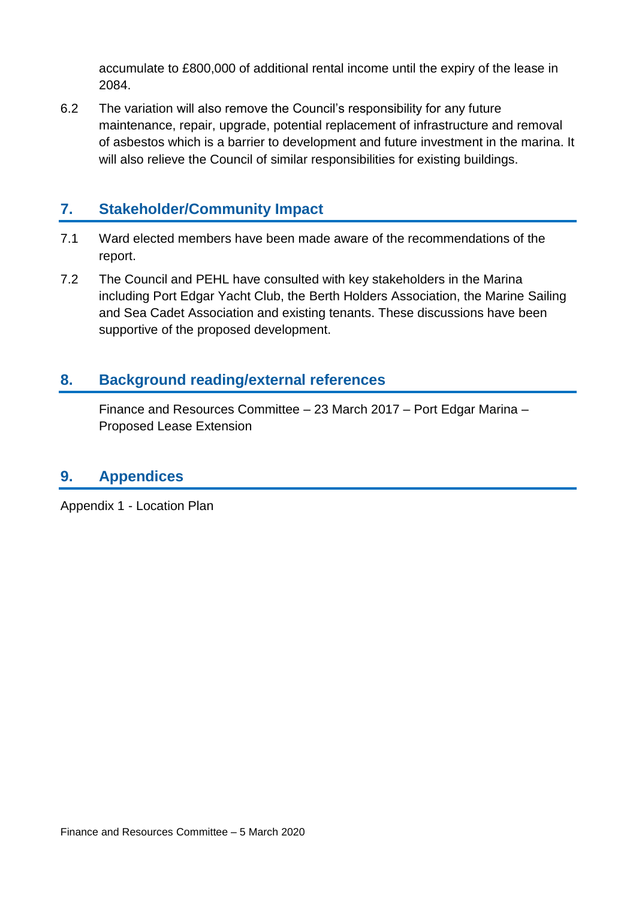accumulate to £800,000 of additional rental income until the expiry of the lease in 2084.

6.2 The variation will also remove the Council's responsibility for any future maintenance, repair, upgrade, potential replacement of infrastructure and removal of asbestos which is a barrier to development and future investment in the marina. It will also relieve the Council of similar responsibilities for existing buildings.

## 7. Stakeholder/Community Impact

7.1 Ward elected members have been made aware of the recommendations of the report.

7.2 The Council and PEHL have consulted with key stakeholders in the Marina including Port Edgar Yacht Club, the Berth Holders Association, the Marine Sailing and Sea Cadet Association and existing tenants. These discussions have been supportive of the proposed development.

## 8. Background reading/external references

Finance and Resources Committee – 23 March 2017 – Port Edgar Marina – Proposed Lease Extension

## 9. Appendices

Appendix 1 - Location Plan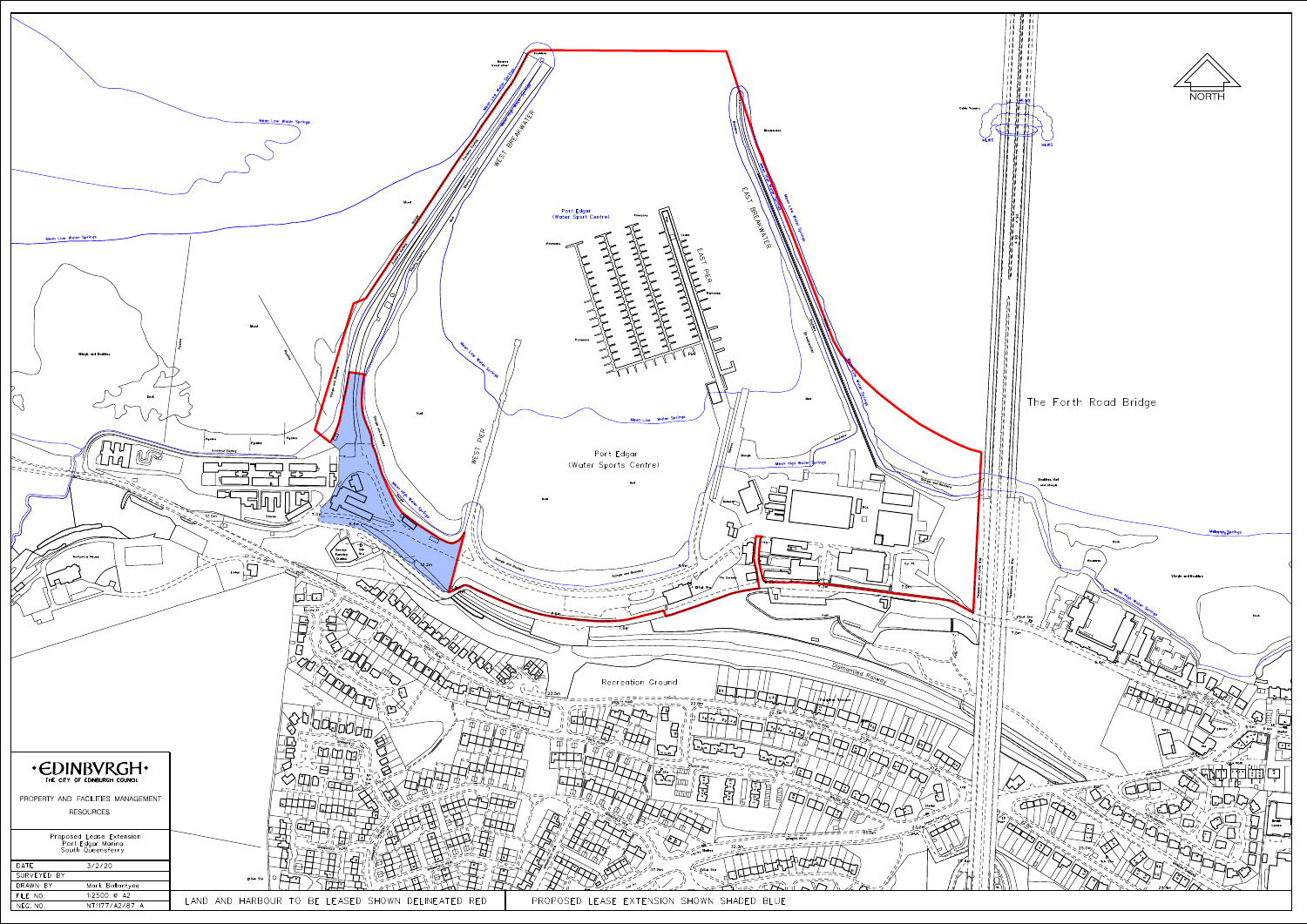NORTH

The Forth Road Bridge

Port Edgar (Water Sports Centre)

WEST BREAKWATER

EAST BREAKWATER

EAST PIER

WEST PIER

Recreation Ground

Dismantled Railway

•EDINBVRGH•
THE CITY OF EDINBURGH COUNCIL

PROPERTY AND FACILITIES MANAGEMENT
RESOURCES

Proposed Lease Extension
Port Edgar Marina
South Queensferry

| | |
|---|---|
| DATE | 3/2/20 |
| SURVEYED BY | |
| DRAWN BY | Mark Ballantyne |
| FILE NO. | 1:2500 @ A2 |
| NEG. NO. | NT1177/A2/87 A |

LAND AND HARBOUR TO BE LEASED SHOWN DELINEATED RED

PROPOSED LEASE EXTENSION SHOWN SHADED BLUE